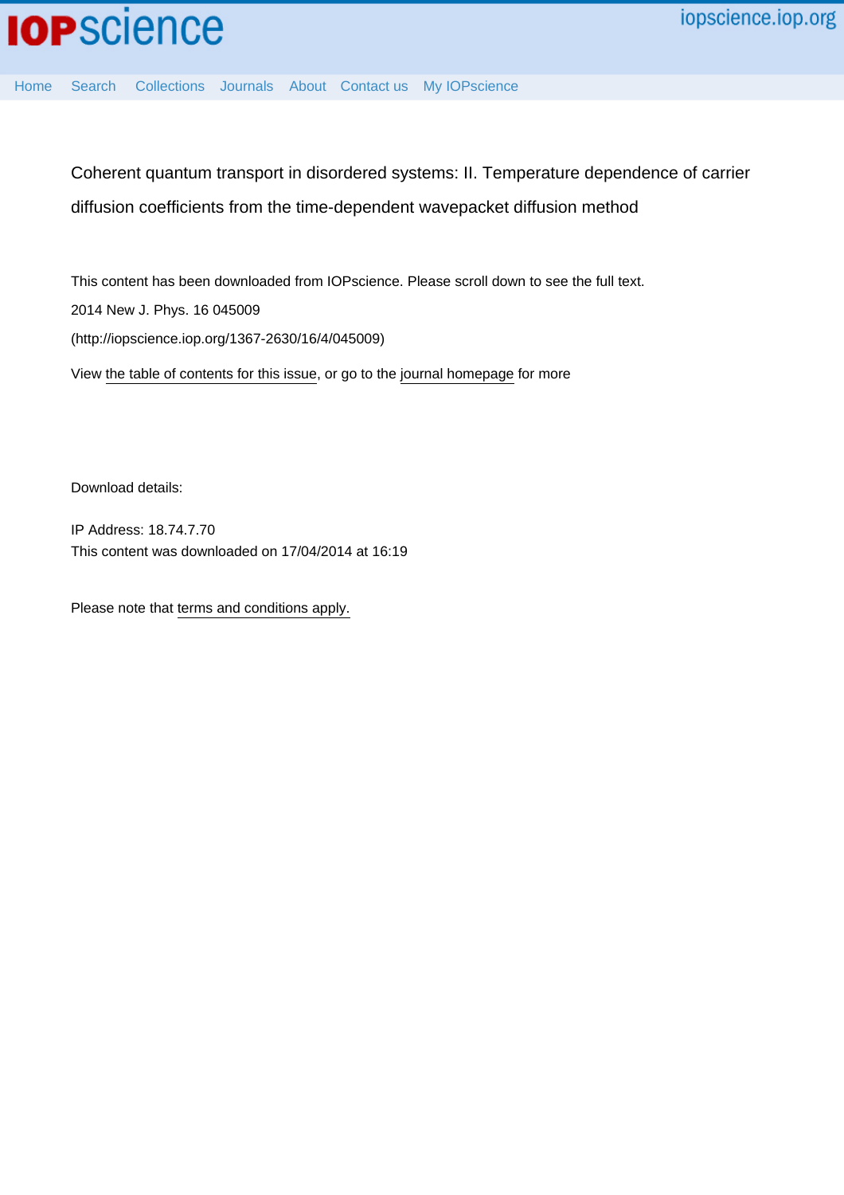Coherent quantum transport in disordered systems: II. Temperature dependence of carrier diffusion coefficients from the time-dependent wavepacket diffusion method

This content has been downloaded from IOPscience. Please scroll down to see the full text.

2014 New J. Phys. 16 045009

(http://iopscience.iop.org/1367-2630/16/4/045009)

View the table of contents for this issue, or go to the journal homepage for more

Download details:

IP Address: 18.74.7.70

This content was downloaded on 17/04/2014 at 16:19

Please note that terms and conditions apply.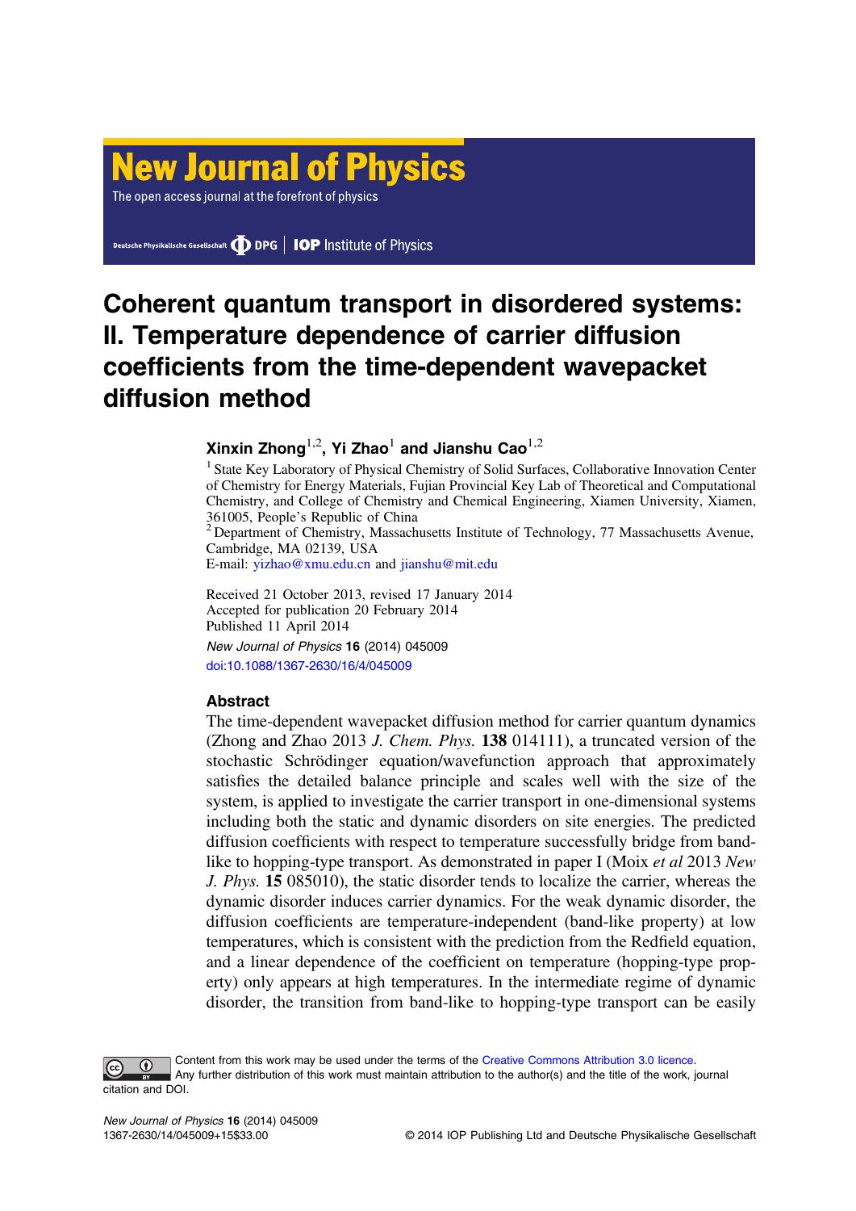# Coherent quantum transport in disordered systems: II. Temperature dependence of carrier diffusion coefficients from the time-dependent wavepacket diffusion method

**Xinxin Zhong**[1,2], **Yi Zhao**[1] **and Jianshu Cao**[1,2]

[1] State Key Laboratory of Physical Chemistry of Solid Surfaces, Collaborative Innovation Center of Chemistry for Energy Materials, Fujian Provincial Key Lab of Theoretical and Computational Chemistry, and College of Chemistry and Chemical Engineering, Xiamen University, Xiamen, 361005, People's Republic of China

[2] Department of Chemistry, Massachusetts Institute of Technology, 77 Massachusetts Avenue, Cambridge, MA 02139, USA

E-mail: yizhao@xmu.edu.cn and jianshu@mit.edu

Received 21 October 2013, revised 17 January 2014
Accepted for publication 20 February 2014
Published 11 April 2014

*New Journal of Physics* **16** (2014) 045009

doi:10.1088/1367-2630/16/4/045009

## Abstract

The time-dependent wavepacket diffusion method for carrier quantum dynamics (Zhong and Zhao 2013 *J. Chem. Phys.* **138** 014111), a truncated version of the stochastic Schrödinger equation/wavefunction approach that approximately satisfies the detailed balance principle and scales well with the size of the system, is applied to investigate the carrier transport in one-dimensional systems including both the static and dynamic disorders on site energies. The predicted diffusion coefficients with respect to temperature successfully bridge from band-like to hopping-type transport. As demonstrated in paper I (Moix *et al* 2013 *New J. Phys.* **15** 085010), the static disorder tends to localize the carrier, whereas the dynamic disorder induces carrier dynamics. For the weak dynamic disorder, the diffusion coefficients are temperature-independent (band-like property) at low temperatures, which is consistent with the prediction from the Redfield equation, and a linear dependence of the coefficient on temperature (hopping-type property) only appears at high temperatures. In the intermediate regime of dynamic disorder, the transition from band-like to hopping-type transport can be easily

Content from this work may be used under the terms of the Creative Commons Attribution 3.0 licence. Any further distribution of this work must maintain attribution to the author(s) and the title of the work, journal citation and DOI.

1367-2630/14/045009+15$33.00 © 2014 IOP Publishing Ltd and Deutsche Physikalische Gesellschaft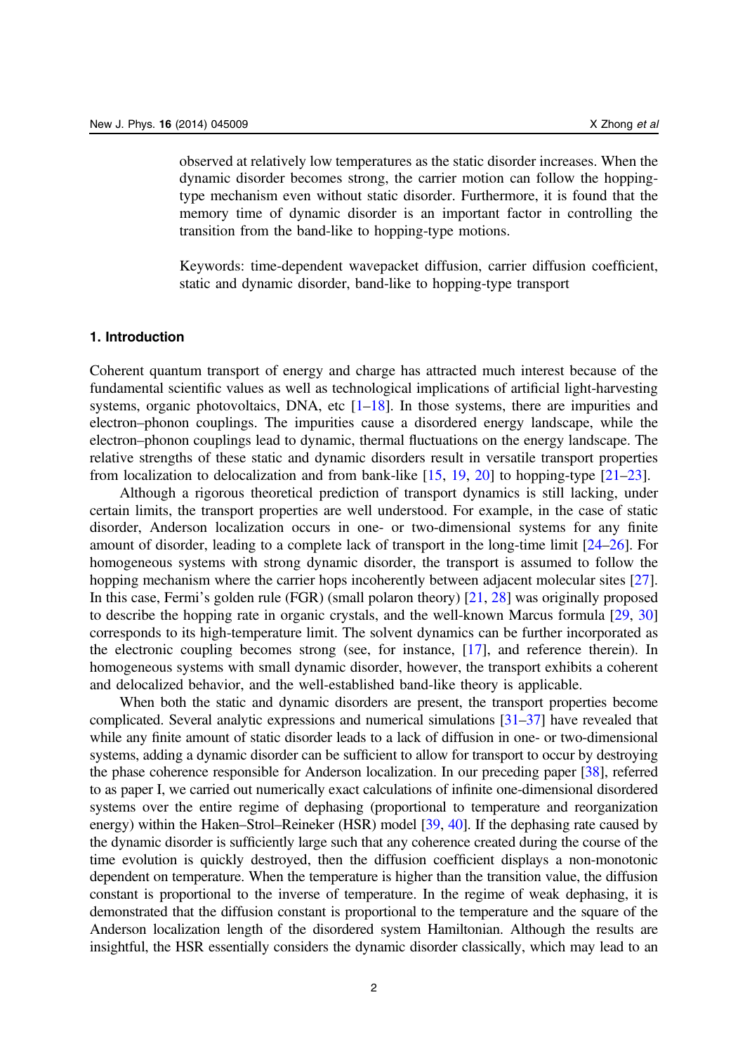observed at relatively low temperatures as the static disorder increases. When the dynamic disorder becomes strong, the carrier motion can follow the hopping-type mechanism even without static disorder. Furthermore, it is found that the memory time of dynamic disorder is an important factor in controlling the transition from the band-like to hopping-type motions.

Keywords: time-dependent wavepacket diffusion, carrier diffusion coefficient, static and dynamic disorder, band-like to hopping-type transport

## 1. Introduction

Coherent quantum transport of energy and charge has attracted much interest because of the fundamental scientific values as well as technological implications of artificial light-harvesting systems, organic photovoltaics, DNA, etc [1–18]. In those systems, there are impurities and electron–phonon couplings. The impurities cause a disordered energy landscape, while the electron–phonon couplings lead to dynamic, thermal fluctuations on the energy landscape. The relative strengths of these static and dynamic disorders result in versatile transport properties from localization to delocalization and from bank-like [15, 19, 20] to hopping-type [21–23].

Although a rigorous theoretical prediction of transport dynamics is still lacking, under certain limits, the transport properties are well understood. For example, in the case of static disorder, Anderson localization occurs in one- or two-dimensional systems for any finite amount of disorder, leading to a complete lack of transport in the long-time limit [24–26]. For homogeneous systems with strong dynamic disorder, the transport is assumed to follow the hopping mechanism where the carrier hops incoherently between adjacent molecular sites [27]. In this case, Fermi's golden rule (FGR) (small polaron theory) [21, 28] was originally proposed to describe the hopping rate in organic crystals, and the well-known Marcus formula [29, 30] corresponds to its high-temperature limit. The solvent dynamics can be further incorporated as the electronic coupling becomes strong (see, for instance, [17], and reference therein). In homogeneous systems with small dynamic disorder, however, the transport exhibits a coherent and delocalized behavior, and the well-established band-like theory is applicable.

When both the static and dynamic disorders are present, the transport properties become complicated. Several analytic expressions and numerical simulations [31–37] have revealed that while any finite amount of static disorder leads to a lack of diffusion in one- or two-dimensional systems, adding a dynamic disorder can be sufficient to allow for transport to occur by destroying the phase coherence responsible for Anderson localization. In our preceding paper [38], referred to as paper I, we carried out numerically exact calculations of infinite one-dimensional disordered systems over the entire regime of dephasing (proportional to temperature and reorganization energy) within the Haken–Strol–Reineker (HSR) model [39, 40]. If the dephasing rate caused by the dynamic disorder is sufficiently large such that any coherence created during the course of the time evolution is quickly destroyed, then the diffusion coefficient displays a non-monotonic dependent on temperature. When the temperature is higher than the transition value, the diffusion constant is proportional to the inverse of temperature. In the regime of weak dephasing, it is demonstrated that the diffusion constant is proportional to the temperature and the square of the Anderson localization length of the disordered system Hamiltonian. Although the results are insightful, the HSR essentially considers the dynamic disorder classically, which may lead to an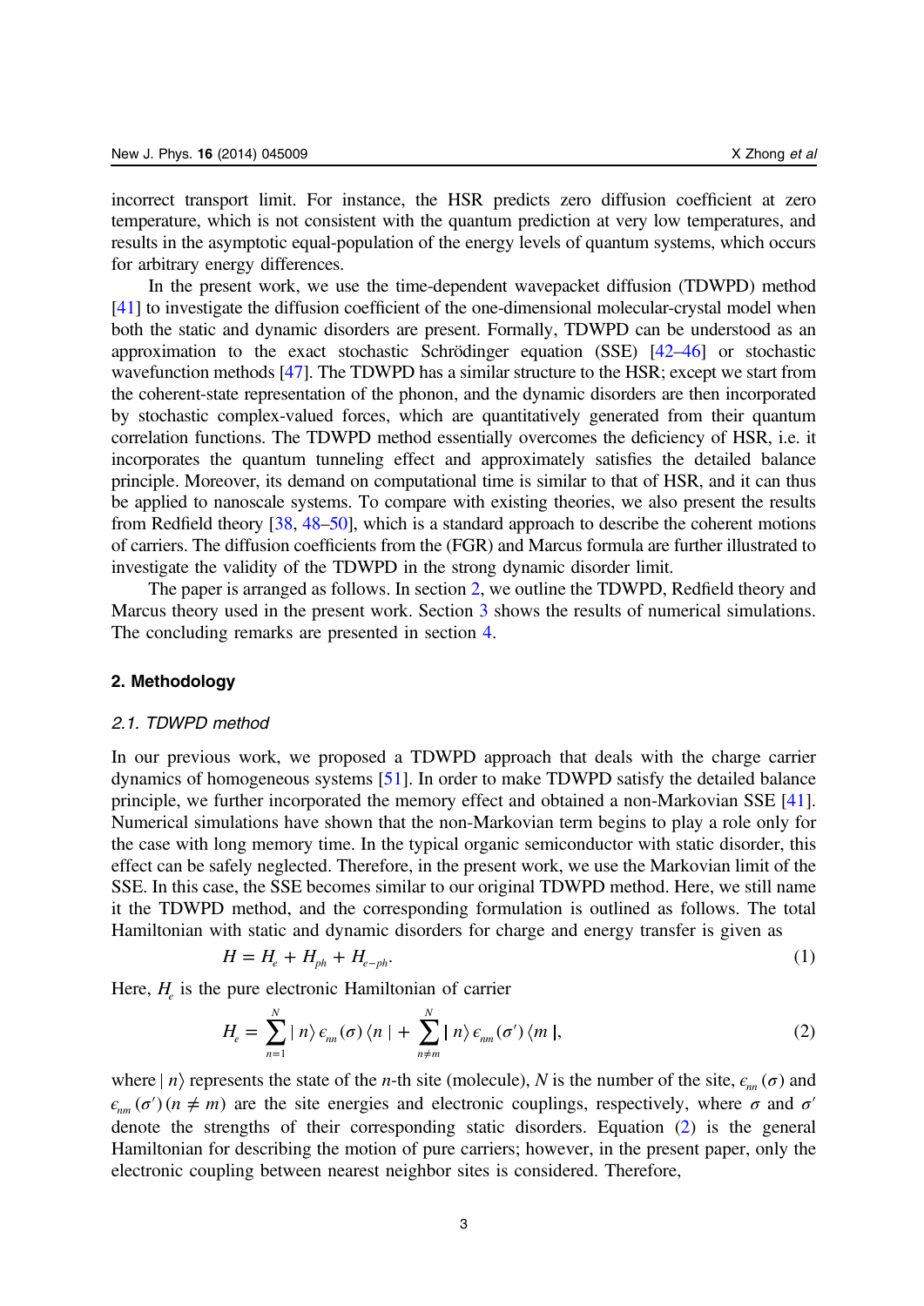incorrect transport limit. For instance, the HSR predicts zero diffusion coefficient at zero temperature, which is not consistent with the quantum prediction at very low temperatures, and results in the asymptotic equal-population of the energy levels of quantum systems, which occurs for arbitrary energy differences.

In the present work, we use the time-dependent wavepacket diffusion (TDWPD) method [41] to investigate the diffusion coefficient of the one-dimensional molecular-crystal model when both the static and dynamic disorders are present. Formally, TDWPD can be understood as an approximation to the exact stochastic Schrödinger equation (SSE) [42–46] or stochastic wavefunction methods [47]. The TDWPD has a similar structure to the HSR; except we start from the coherent-state representation of the phonon, and the dynamic disorders are then incorporated by stochastic complex-valued forces, which are quantitatively generated from their quantum correlation functions. The TDWPD method essentially overcomes the deficiency of HSR, i.e. it incorporates the quantum tunneling effect and approximately satisfies the detailed balance principle. Moreover, its demand on computational time is similar to that of HSR, and it can thus be applied to nanoscale systems. To compare with existing theories, we also present the results from Redfield theory [38, 48–50], which is a standard approach to describe the coherent motions of carriers. The diffusion coefficients from the (FGR) and Marcus formula are further illustrated to investigate the validity of the TDWPD in the strong dynamic disorder limit.

The paper is arranged as follows. In section 2, we outline the TDWPD, Redfield theory and Marcus theory used in the present work. Section 3 shows the results of numerical simulations. The concluding remarks are presented in section 4.

## 2. Methodology

### 2.1. TDWPD method

In our previous work, we proposed a TDWPD approach that deals with the charge carrier dynamics of homogeneous systems [51]. In order to make TDWPD satisfy the detailed balance principle, we further incorporated the memory effect and obtained a non-Markovian SSE [41]. Numerical simulations have shown that the non-Markovian term begins to play a role only for the case with long memory time. In the typical organic semiconductor with static disorder, this effect can be safely neglected. Therefore, in the present work, we use the Markovian limit of the SSE. In this case, the SSE becomes similar to our original TDWPD method. Here, we still name it the TDWPD method, and the corresponding formulation is outlined as follows. The total Hamiltonian with static and dynamic disorders for charge and energy transfer is given as

$$H = H_e + H_{ph} + H_{e-ph}. \tag{1}$$

Here, $H_e$ is the pure electronic Hamiltonian of carrier

$$H_e = \sum_{n=1}^{N} |\, n\rangle\, \epsilon_{nn}(\sigma)\, \langle n\,| + \sum_{n\neq m}^{N} |\, n\rangle\, \epsilon_{nm}(\sigma')\, \langle m\,|, \tag{2}$$

where $|\, n\rangle$ represents the state of the $n$-th site (molecule), $N$ is the number of the site, $\epsilon_{nn}(\sigma)$ and $\epsilon_{nm}(\sigma')\,(n \neq m)$ are the site energies and electronic couplings, respectively, where $\sigma$ and $\sigma'$ denote the strengths of their corresponding static disorders. Equation (2) is the general Hamiltonian for describing the motion of pure carriers; however, in the present paper, only the electronic coupling between nearest neighbor sites is considered. Therefore,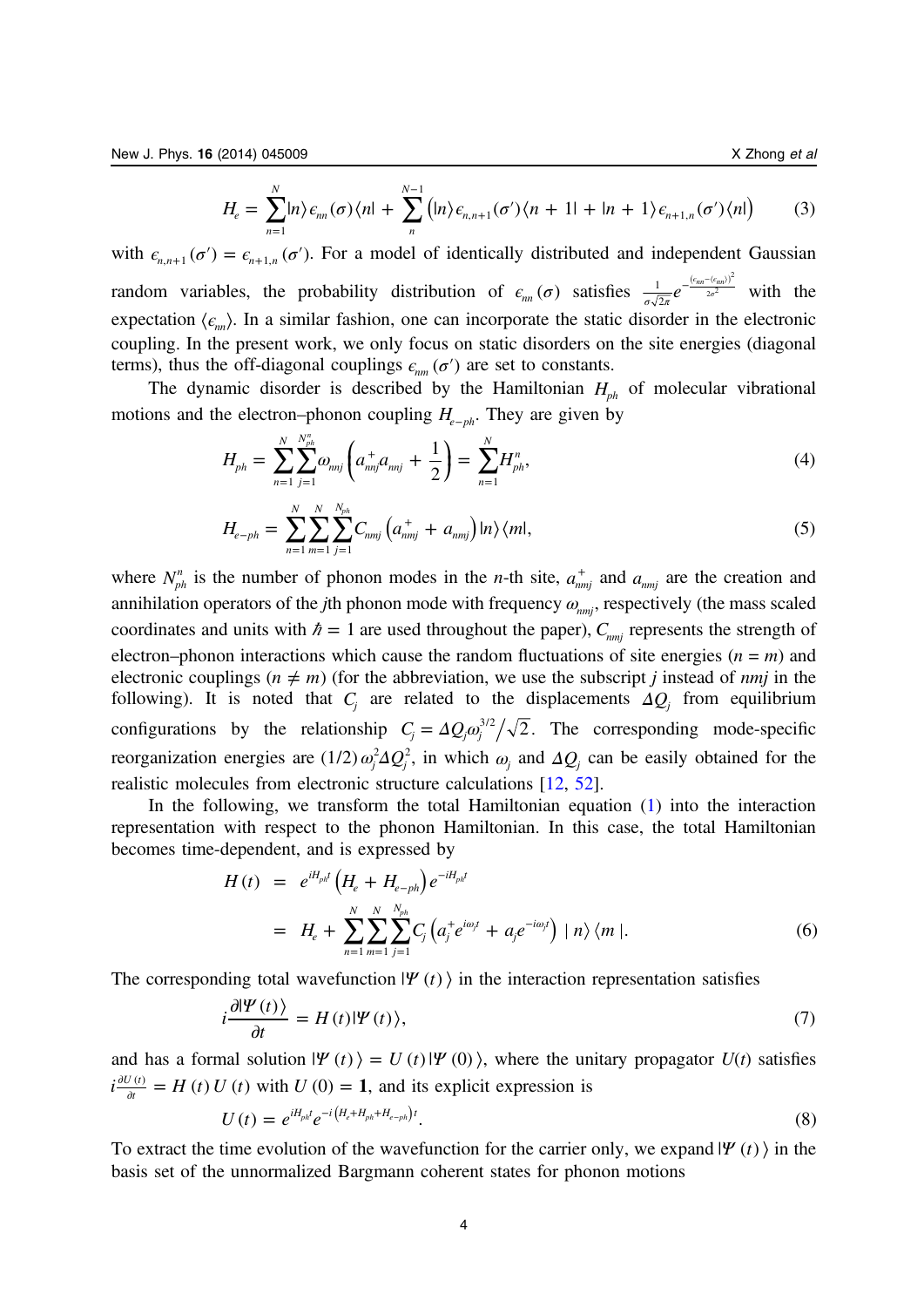$$H_e = \sum_{n=1}^{N} |n\rangle \epsilon_{nn}(\sigma) \langle n| + \sum_{n}^{N-1} \left( |n\rangle \epsilon_{n,n+1}(\sigma') \langle n+1| + |n+1\rangle \epsilon_{n+1,n}(\sigma') \langle n| \right) \tag{3}$$

with $\epsilon_{n,n+1}(\sigma') = \epsilon_{n+1,n}(\sigma')$. For a model of identically distributed and independent Gaussian random variables, the probability distribution of $\epsilon_{nn}(\sigma)$ satisfies $\frac{1}{\sigma\sqrt{2\pi}} e^{-\frac{(\epsilon_{nn} - \langle \epsilon_{nn} \rangle)^2}{2\sigma^2}}$ with the expectation $\langle \epsilon_{nn} \rangle$. In a similar fashion, one can incorporate the static disorder in the electronic coupling. In the present work, we only focus on static disorders on the site energies (diagonal terms), thus the off-diagonal couplings $\epsilon_{nm}(\sigma')$ are set to constants.

The dynamic disorder is described by the Hamiltonian $H_{ph}$ of molecular vibrational motions and the electron–phonon coupling $H_{e-ph}$. They are given by

$$H_{ph} = \sum_{n=1}^{N} \sum_{j=1}^{N_{ph}^{n}} \omega_{nnj} \left( a_{nnj}^{+} a_{nnj} + \frac{1}{2} \right) = \sum_{n=1}^{N} H_{ph}^{n}, \tag{4}$$

$$H_{e-ph} = \sum_{n=1}^{N} \sum_{m=1}^{N} \sum_{j=1}^{N_{ph}} C_{nmj} \left( a_{nmj}^{+} + a_{nmj} \right) |n\rangle \langle m|, \tag{5}$$

where $N_{ph}^{n}$ is the number of phonon modes in the $n$-th site, $a_{nmj}^{+}$ and $a_{nmj}$ are the creation and annihilation operators of the $j$th phonon mode with frequency $\omega_{nmj}$, respectively (the mass scaled coordinates and units with $\hbar = 1$ are used throughout the paper), $C_{nmj}$ represents the strength of electron–phonon interactions which cause the random fluctuations of site energies ($n = m$) and electronic couplings ($n \neq m$) (for the abbreviation, we use the subscript $j$ instead of $nmj$ in the following). It is noted that $C_j$ are related to the displacements $\Delta Q_j$ from equilibrium configurations by the relationship $C_j = \Delta Q_j \omega_j^{3/2} / \sqrt{2}$. The corresponding mode-specific reorganization energies are $(1/2)\,\omega_j^2 \Delta Q_j^2$, in which $\omega_j$ and $\Delta Q_j$ can be easily obtained for the realistic molecules from electronic structure calculations [12, 52].

In the following, we transform the total Hamiltonian equation (1) into the interaction representation with respect to the phonon Hamiltonian. In this case, the total Hamiltonian becomes time-dependent, and is expressed by

$$\begin{aligned} H(t) &= e^{iH_{ph}t} \left( H_e + H_{e-ph} \right) e^{-iH_{ph}t} \\ &= H_e + \sum_{n=1}^{N} \sum_{m=1}^{N} \sum_{j=1}^{N_{ph}} C_j \left( a_j^{+} e^{i\omega_j t} + a_j e^{-i\omega_j t} \right) |n\rangle \langle m|. \end{aligned} \tag{6}$$

The corresponding total wavefunction $|\Psi(t)\rangle$ in the interaction representation satisfies

$$i \frac{\partial |\Psi(t)\rangle}{\partial t} = H(t) |\Psi(t)\rangle, \tag{7}$$

and has a formal solution $|\Psi(t)\rangle = U(t) |\Psi(0)\rangle$, where the unitary propagator $U(t)$ satisfies $i \frac{\partial U(t)}{\partial t} = H(t)\, U(t)$ with $U(0) = \mathbf{1}$, and its explicit expression is

$$U(t) = e^{iH_{ph}t} e^{-i\left(H_e + H_{ph} + H_{e-ph}\right)t}. \tag{8}$$

To extract the time evolution of the wavefunction for the carrier only, we expand $|\Psi(t)\rangle$ in the basis set of the unnormalized Bargmann coherent states for phonon motions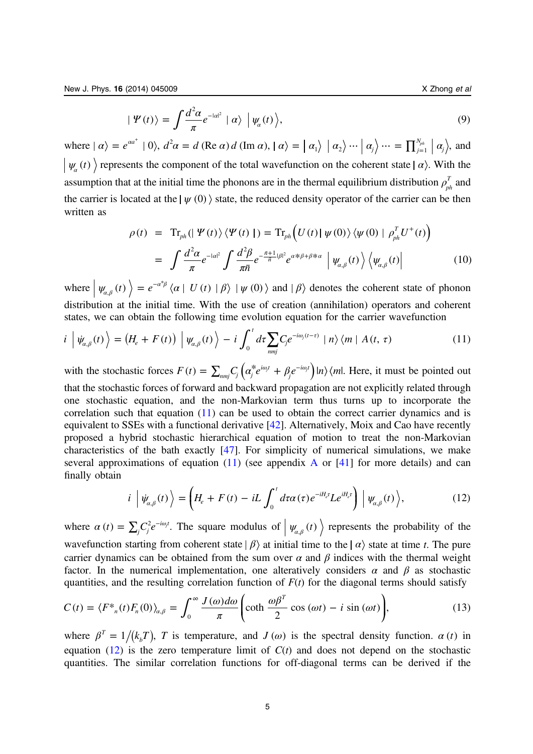$$|\Psi(t)\rangle = \int \frac{d^2\alpha}{\pi} e^{-|\alpha|^2} \; |\alpha\rangle \; \left|\psi_\alpha(t)\right\rangle, \tag{9}$$

where $|\alpha\rangle = e^{\alpha a^+} \; |0\rangle$, $d^2\alpha = d\,(\mathrm{Re}\,\alpha)\,d\,(\mathrm{Im}\,\alpha)$, $|\alpha\rangle = \left|\alpha_1\right\rangle \left|\alpha_2\right\rangle \cdots \left|\alpha_j\right\rangle \cdots = \prod_{j=1}^{N_{ph}} \left|\alpha_j\right\rangle$, and $\left|\psi_\alpha(t)\right\rangle$ represents the component of the total wavefunction on the coherent state $|\alpha\rangle$. With the assumption that at the initial time the phonons are in the thermal equilibrium distribution $\rho_{ph}^T$ and the carrier is located at the $|\psi(0)\rangle$ state, the reduced density operator of the carrier can be then written as

$$\begin{aligned}
\rho(t) &= \mathrm{Tr}_{ph}(|\Psi(t)\rangle\langle\Psi(t)|) = \mathrm{Tr}_{ph}\left(U(t)|\psi(0)\rangle\langle\psi(0)|\;\rho_{ph}^T U^+(t)\right) \\
&= \int \frac{d^2\alpha}{\pi} e^{-|\alpha|^2} \int \frac{d^2\beta}{\pi\bar{n}} e^{-\frac{\bar{n}+1}{\bar{n}}|\beta|^2} e^{\alpha^*\beta + \beta^*\alpha} \left|\psi_{\alpha,\beta}(t)\right\rangle \left\langle\psi_{\alpha,\beta}(t)\right|
\end{aligned} \tag{10}$$

where $\left|\psi_{\alpha,\beta}(t)\right\rangle = e^{-\alpha^*\beta}\langle\alpha|\;U(t)\;|\beta\rangle\;|\psi(0)\rangle$ and $|\beta\rangle$ denotes the coherent state of phonon distribution at the initial time. With the use of creation (annihilation) operators and coherent states, we can obtain the following time evolution equation for the carrier wavefunction

$$i\left|\dot{\psi}_{\alpha,\beta}(t)\right\rangle = \left(H_e + F(t)\right)\left|\psi_{\alpha,\beta}(t)\right\rangle - i\int_0^t d\tau \sum_{nmj} C_j e^{-i\omega_j(t-\tau)}\;|n\rangle\langle m|\;A(t,\tau) \tag{11}$$

with the stochastic forces $F(t) = \sum_{nmj} C_j\left(\alpha_j^* e^{i\omega_j t} + \beta_j e^{-i\omega_j t}\right)|n\rangle\langle m|$. Here, it must be pointed out that the stochastic forces of forward and backward propagation are not explicitly related through one stochastic equation, and the non-Markovian term thus turns up to incorporate the correlation such that equation (11) can be used to obtain the correct carrier dynamics and is equivalent to SSEs with a functional derivative [42]. Alternatively, Moix and Cao have recently proposed a hybrid stochastic hierarchical equation of motion to treat the non-Markovian characteristics of the bath exactly [47]. For simplicity of numerical simulations, we make several approximations of equation (11) (see appendix A or [41] for more details) and can finally obtain

$$i\left|\dot{\psi}_{\alpha,\beta}(t)\right\rangle = \left(H_e + F(t) - iL\int_0^t d\tau\,\alpha(\tau)\,e^{-iH_e\tau}Le^{iH_e\tau}\right)\left|\psi_{\alpha,\beta}(t)\right\rangle, \tag{12}$$

where $\alpha(t) = \sum_j C_j^2 e^{-i\omega_j t}$. The square modulus of $\left|\psi_{\alpha,\beta}(t)\right\rangle$ represents the probability of the wavefunction starting from coherent state $|\beta\rangle$ at initial time to the $|\alpha\rangle$ state at time $t$. The pure carrier dynamics can be obtained from the sum over $\alpha$ and $\beta$ indices with the thermal weight factor. In the numerical implementation, one alteratively considers $\alpha$ and $\beta$ as stochastic quantities, and the resulting correlation function of $F(t)$ for the diagonal terms should satisfy

$$C(t) = \left\langle F^*{}_n(t)F_n(0)\right\rangle_{\alpha,\beta} = \int_0^\infty \frac{J(\omega)d\omega}{\pi}\left(\coth\frac{\omega\beta^T}{2}\cos(\omega t) - i\sin(\omega t)\right), \tag{13}$$

where $\beta^T = 1/(k_b T)$, $T$ is temperature, and $J(\omega)$ is the spectral density function. $\alpha(t)$ in equation (12) is the zero temperature limit of $C(t)$ and does not depend on the stochastic quantities. The similar correlation functions for off-diagonal terms can be derived if the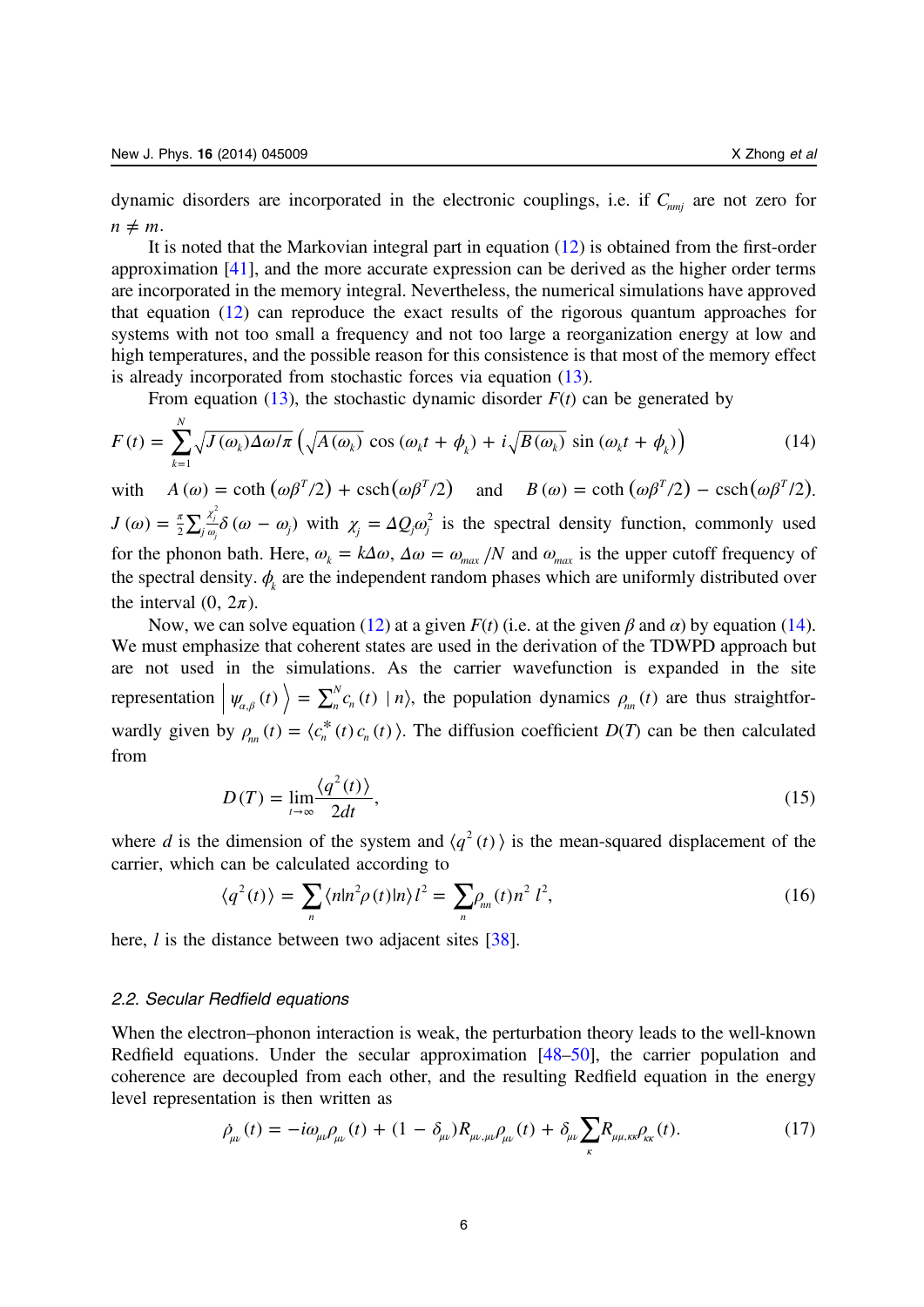dynamic disorders are incorporated in the electronic couplings, i.e. if $C_{nmj}$ are not zero for $n \neq m$.

It is noted that the Markovian integral part in equation (12) is obtained from the first-order approximation [41], and the more accurate expression can be derived as the higher order terms are incorporated in the memory integral. Nevertheless, the numerical simulations have approved that equation (12) can reproduce the exact results of the rigorous quantum approaches for systems with not too small a frequency and not too large a reorganization energy at low and high temperatures, and the possible reason for this consistence is that most of the memory effect is already incorporated from stochastic forces via equation (13).

From equation (13), the stochastic dynamic disorder $F(t)$ can be generated by

$$F(t) = \sum_{k=1}^{N} \sqrt{J(\omega_k)\Delta\omega/\pi} \left( \sqrt{A(\omega_k)} \cos(\omega_k t + \phi_k) + i\sqrt{B(\omega_k)} \sin(\omega_k t + \phi_k) \right) \tag{14}$$

with $A(\omega) = \coth(\omega\beta^T/2) + \operatorname{csch}(\omega\beta^T/2)$ and $B(\omega) = \coth(\omega\beta^T/2) - \operatorname{csch}(\omega\beta^T/2)$. $J(\omega) = \frac{\pi}{2}\sum_j \frac{\chi_j^2}{\omega_j}\delta(\omega - \omega_j)$ with $\chi_j = \Delta Q_j \omega_j^2$ is the spectral density function, commonly used for the phonon bath. Here, $\omega_k = k\Delta\omega$, $\Delta\omega = \omega_{max}/N$ and $\omega_{max}$ is the upper cutoff frequency of the spectral density. $\phi_k$ are the independent random phases which are uniformly distributed over the interval $(0, 2\pi)$.

Now, we can solve equation (12) at a given $F(t)$ (i.e. at the given $\beta$ and $\alpha$) by equation (14). We must emphasize that coherent states are used in the derivation of the TDWPD approach but are not used in the simulations. As the carrier wavefunction is expanded in the site representation $\left| \psi_{\alpha,\beta}(t) \right\rangle = \sum_n^N c_n(t) \mid n \rangle$, the population dynamics $\rho_{nn}(t)$ are thus straightforwardly given by $\rho_{nn}(t) = \langle c_n^*(t) c_n(t) \rangle$. The diffusion coefficient $D(T)$ can be then calculated from

$$D(T) = \lim_{t\to\infty} \frac{\langle q^2(t) \rangle}{2dt}, \tag{15}$$

where $d$ is the dimension of the system and $\langle q^2(t) \rangle$ is the mean-squared displacement of the carrier, which can be calculated according to

$$\langle q^2(t) \rangle = \sum_n \langle n | n^2 \rho(t) | n \rangle l^2 = \sum_n \rho_{nn}(t) n^2 l^2, \tag{16}$$

here, $l$ is the distance between two adjacent sites [38].

### 2.2. Secular Redfield equations

When the electron–phonon interaction is weak, the perturbation theory leads to the well-known Redfield equations. Under the secular approximation [48–50], the carrier population and coherence are decoupled from each other, and the resulting Redfield equation in the energy level representation is then written as

$$\dot{\rho}_{\mu\nu}(t) = -i\omega_{\mu\nu}\rho_{\mu\nu}(t) + (1 - \delta_{\mu\nu})R_{\mu\nu,\mu\nu}\rho_{\mu\nu}(t) + \delta_{\mu\nu}\sum_{\kappa} R_{\mu\mu,\kappa\kappa}\rho_{\kappa\kappa}(t). \tag{17}$$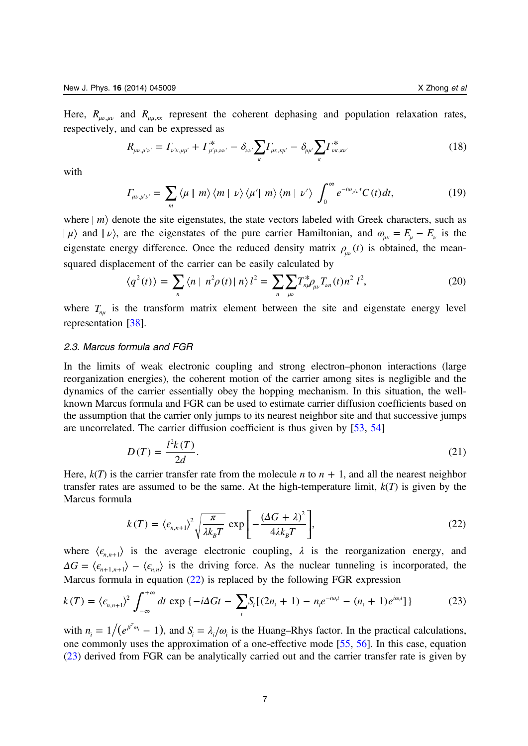Here, $R_{\mu\nu,\mu\nu}$ and $R_{\mu\mu,\kappa\kappa}$ represent the coherent dephasing and population relaxation rates, respectively, and can be expressed as

$$R_{\mu\nu,\mu'\nu'} = \Gamma_{\nu'\nu,\mu\mu'} + \Gamma^*_{\mu'\mu,\nu\nu'} - \delta_{\nu\nu'}\sum_\kappa \Gamma_{\mu\kappa,\kappa\mu'} - \delta_{\mu\mu'}\sum_\kappa \Gamma^*_{\nu\kappa,\kappa\nu'} \tag{18}$$

with

$$\Gamma_{\mu\nu,\mu'\nu'} = \sum_m \langle \mu \mid m\rangle \langle m \mid \nu\rangle \langle \mu' \mid m\rangle \langle m \mid \nu'\rangle \int_0^\infty e^{-i\omega_{\mu'\nu'}t} C(t)dt, \tag{19}$$

where $| m\rangle$ denote the site eigenstates, the state vectors labeled with Greek characters, such as $| \mu\rangle$ and $| \nu\rangle$, are the eigenstates of the pure carrier Hamiltonian, and $\omega_{\mu\nu} = E_\mu - E_\nu$ is the eigenstate energy difference. Once the reduced density matrix $\rho_{\mu\nu}(t)$ is obtained, the mean-squared displacement of the carrier can be easily calculated by

$$\langle q^2(t)\rangle = \sum_n \langle n \mid n^2 \rho(t) \mid n\rangle l^2 = \sum_n \sum_{\mu\nu} T^*_{n\mu} \rho_{\mu\nu} T_{\nu n}(t) n^2 l^2, \tag{20}$$

where $T_{n\mu}$ is the transform matrix element between the site and eigenstate energy level representation [38].

### 2.3. Marcus formula and FGR

In the limits of weak electronic coupling and strong electron–phonon interactions (large reorganization energies), the coherent motion of the carrier among sites is negligible and the dynamics of the carrier essentially obey the hopping mechanism. In this situation, the well-known Marcus formula and FGR can be used to estimate carrier diffusion coefficients based on the assumption that the carrier only jumps to its nearest neighbor site and that successive jumps are uncorrelated. The carrier diffusion coefficient is thus given by [53, 54]

$$D(T) = \frac{l^2 k(T)}{2d}. \tag{21}$$

Here, $k(T)$ is the carrier transfer rate from the molecule $n$ to $n + 1$, and all the nearest neighbor transfer rates are assumed to be the same. At the high-temperature limit, $k(T)$ is given by the Marcus formula

$$k(T) = \langle \epsilon_{n,n+1}\rangle^2 \sqrt{\frac{\pi}{\lambda k_B T}} \exp\left[-\frac{(\Delta G + \lambda)^2}{4\lambda k_B T}\right], \tag{22}$$

where $\langle \epsilon_{n,n+1}\rangle$ is the average electronic coupling, $\lambda$ is the reorganization energy, and $\Delta G = \langle \epsilon_{n+1,n+1}\rangle - \langle \epsilon_{n,n}\rangle$ is the driving force. As the nuclear tunneling is incorporated, the Marcus formula in equation (22) is replaced by the following FGR expression

$$k(T) = \langle \epsilon_{n,n+1}\rangle^2 \int_{-\infty}^{+\infty} dt \exp\left\{-i\Delta G t - \sum_i S_i\left[(2n_i + 1) - n_i e^{-i\omega_i t} - (n_i + 1)e^{i\omega_i t}\right]\right\} \tag{23}$$

with $n_i = 1/\left(e^{\beta^T \omega_i} - 1\right)$, and $S_i = \lambda_i/\omega_i$ is the Huang–Rhys factor. In the practical calculations, one commonly uses the approximation of a one-effective mode [55, 56]. In this case, equation (23) derived from FGR can be analytically carried out and the carrier transfer rate is given by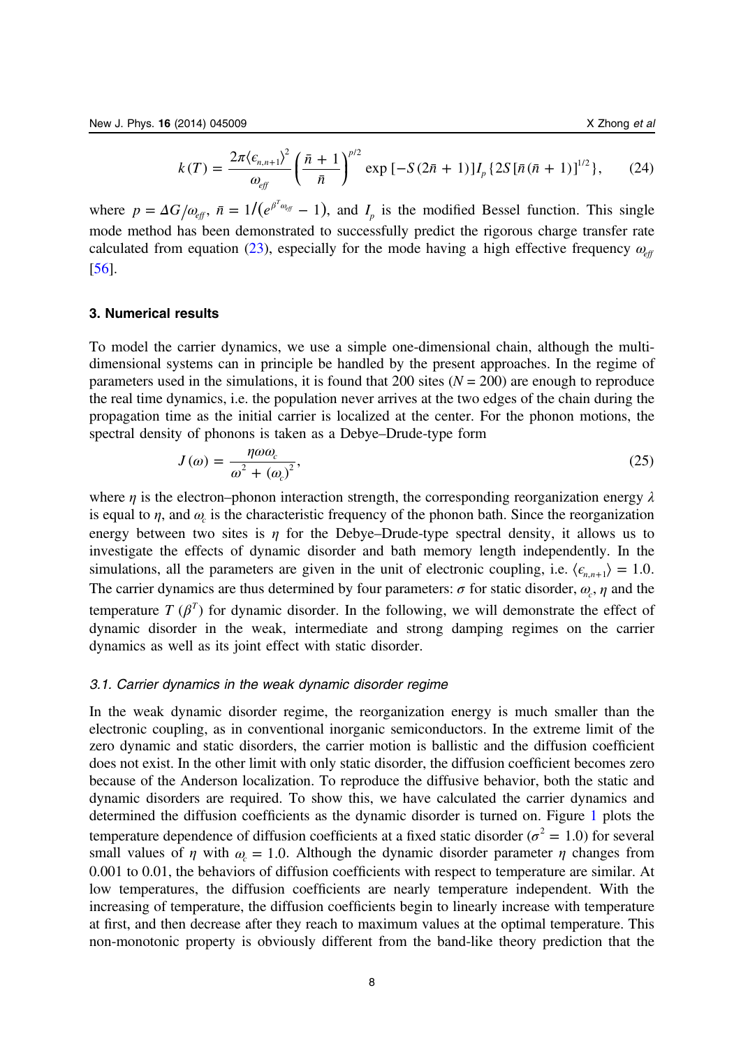$$k(T) = \frac{2\pi\langle\epsilon_{n,n+1}\rangle^2}{\omega_{eff}}\left(\frac{\bar{n}+1}{\bar{n}}\right)^{p/2}\exp\left[-S(2\bar{n}+1)\right]I_p\{2S[\bar{n}(\bar{n}+1)]^{1/2}\}, \tag{24}$$

where $p = \Delta G/\omega_{eff}$, $\bar{n} = 1/(e^{\beta^T\omega_{eff}} - 1)$, and $I_p$ is the modified Bessel function. This single mode method has been demonstrated to successfully predict the rigorous charge transfer rate calculated from equation (23), especially for the mode having a high effective frequency $\omega_{eff}$ [56].

## 3. Numerical results

To model the carrier dynamics, we use a simple one-dimensional chain, although the multi-dimensional systems can in principle be handled by the present approaches. In the regime of parameters used in the simulations, it is found that 200 sites ($N = 200$) are enough to reproduce the real time dynamics, i.e. the population never arrives at the two edges of the chain during the propagation time as the initial carrier is localized at the center. For the phonon motions, the spectral density of phonons is taken as a Debye–Drude-type form

$$J(\omega) = \frac{\eta\omega\omega_c}{\omega^2 + (\omega_c)^2}, \tag{25}$$

where $\eta$ is the electron–phonon interaction strength, the corresponding reorganization energy $\lambda$ is equal to $\eta$, and $\omega_c$ is the characteristic frequency of the phonon bath. Since the reorganization energy between two sites is $\eta$ for the Debye–Drude-type spectral density, it allows us to investigate the effects of dynamic disorder and bath memory length independently. In the simulations, all the parameters are given in the unit of electronic coupling, i.e. $\langle\epsilon_{n,n+1}\rangle = 1.0$. The carrier dynamics are thus determined by four parameters: $\sigma$ for static disorder, $\omega_c$, $\eta$ and the temperature $T$ ($\beta^T$) for dynamic disorder. In the following, we will demonstrate the effect of dynamic disorder in the weak, intermediate and strong damping regimes on the carrier dynamics as well as its joint effect with static disorder.

### *3.1. Carrier dynamics in the weak dynamic disorder regime*

In the weak dynamic disorder regime, the reorganization energy is much smaller than the electronic coupling, as in conventional inorganic semiconductors. In the extreme limit of the zero dynamic and static disorders, the carrier motion is ballistic and the diffusion coefficient does not exist. In the other limit with only static disorder, the diffusion coefficient becomes zero because of the Anderson localization. To reproduce the diffusive behavior, both the static and dynamic disorders are required. To show this, we have calculated the carrier dynamics and determined the diffusion coefficients as the dynamic disorder is turned on. Figure 1 plots the temperature dependence of diffusion coefficients at a fixed static disorder ($\sigma^2 = 1.0$) for several small values of $\eta$ with $\omega_c = 1.0$. Although the dynamic disorder parameter $\eta$ changes from 0.001 to 0.01, the behaviors of diffusion coefficients with respect to temperature are similar. At low temperatures, the diffusion coefficients are nearly temperature independent. With the increasing of temperature, the diffusion coefficients begin to linearly increase with temperature at first, and then decrease after they reach to maximum values at the optimal temperature. This non-monotonic property is obviously different from the band-like theory prediction that the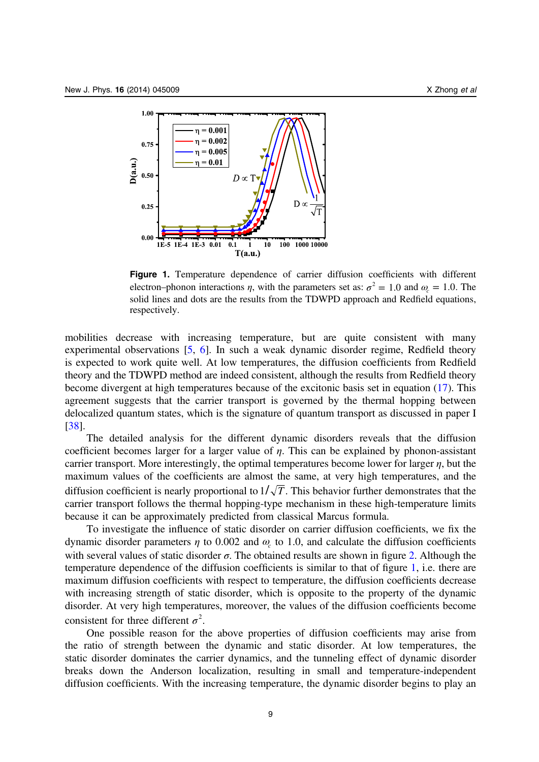**Figure 1.** Temperature dependence of carrier diffusion coefficients with different electron–phonon interactions $\eta$, with the parameters set as: $\sigma^2 = 1.0$ and $\omega_c = 1.0$. The solid lines and dots are the results from the TDWPD approach and Redfield equations, respectively.

mobilities decrease with increasing temperature, but are quite consistent with many experimental observations [5, 6]. In such a weak dynamic disorder regime, Redfield theory is expected to work quite well. At low temperatures, the diffusion coefficients from Redfield theory and the TDWPD method are indeed consistent, although the results from Redfield theory become divergent at high temperatures because of the excitonic basis set in equation (17). This agreement suggests that the carrier transport is governed by the thermal hopping between delocalized quantum states, which is the signature of quantum transport as discussed in paper I [38].

The detailed analysis for the different dynamic disorders reveals that the diffusion coefficient becomes larger for a larger value of $\eta$. This can be explained by phonon-assistant carrier transport. More interestingly, the optimal temperatures become lower for larger $\eta$, but the maximum values of the coefficients are almost the same, at very high temperatures, and the diffusion coefficient is nearly proportional to $1/\sqrt{T}$. This behavior further demonstrates that the carrier transport follows the thermal hopping-type mechanism in these high-temperature limits because it can be approximately predicted from classical Marcus formula.

To investigate the influence of static disorder on carrier diffusion coefficients, we fix the dynamic disorder parameters $\eta$ to 0.002 and $\omega_c$ to 1.0, and calculate the diffusion coefficients with several values of static disorder $\sigma$. The obtained results are shown in figure 2. Although the temperature dependence of the diffusion coefficients is similar to that of figure 1, i.e. there are maximum diffusion coefficients with respect to temperature, the diffusion coefficients decrease with increasing strength of static disorder, which is opposite to the property of the dynamic disorder. At very high temperatures, moreover, the values of the diffusion coefficients become consistent for three different $\sigma^2$.

One possible reason for the above properties of diffusion coefficients may arise from the ratio of strength between the dynamic and static disorder. At low temperatures, the static disorder dominates the carrier dynamics, and the tunneling effect of dynamic disorder breaks down the Anderson localization, resulting in small and temperature-independent diffusion coefficients. With the increasing temperature, the dynamic disorder begins to play an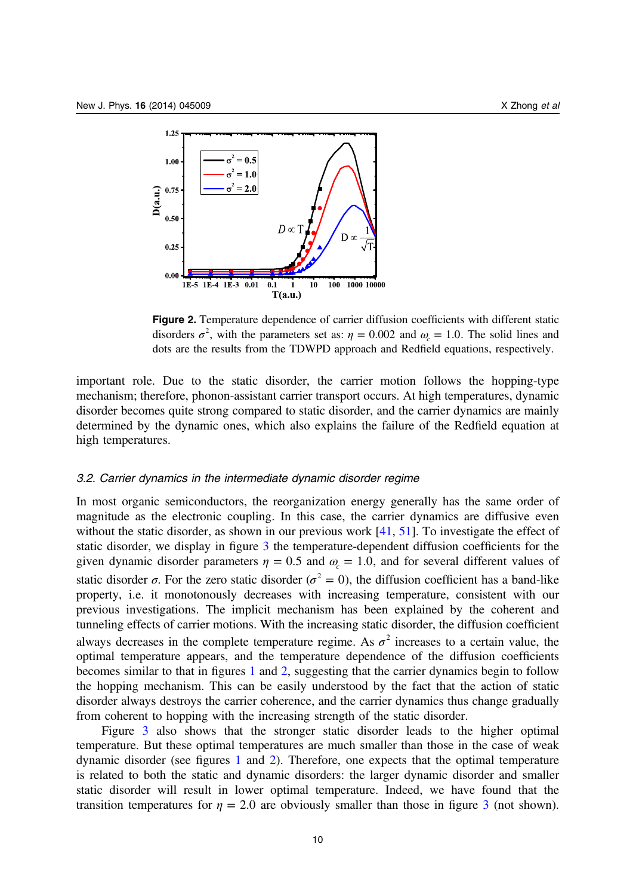**Figure 2.** Temperature dependence of carrier diffusion coefficients with different static disorders $\sigma^2$, with the parameters set as: $\eta = 0.002$ and $\omega_c = 1.0$. The solid lines and dots are the results from the TDWPD approach and Redfield equations, respectively.

important role. Due to the static disorder, the carrier motion follows the hopping-type mechanism; therefore, phonon-assistant carrier transport occurs. At high temperatures, dynamic disorder becomes quite strong compared to static disorder, and the carrier dynamics are mainly determined by the dynamic ones, which also explains the failure of the Redfield equation at high temperatures.

### 3.2. Carrier dynamics in the intermediate dynamic disorder regime

In most organic semiconductors, the reorganization energy generally has the same order of magnitude as the electronic coupling. In this case, the carrier dynamics are diffusive even without the static disorder, as shown in our previous work [41, 51]. To investigate the effect of static disorder, we display in figure 3 the temperature-dependent diffusion coefficients for the given dynamic disorder parameters $\eta = 0.5$ and $\omega_c = 1.0$, and for several different values of static disorder $\sigma$. For the zero static disorder ($\sigma^2 = 0$), the diffusion coefficient has a band-like property, i.e. it monotonously decreases with increasing temperature, consistent with our previous investigations. The implicit mechanism has been explained by the coherent and tunneling effects of carrier motions. With the increasing static disorder, the diffusion coefficient always decreases in the complete temperature regime. As $\sigma^2$ increases to a certain value, the optimal temperature appears, and the temperature dependence of the diffusion coefficients becomes similar to that in figures 1 and 2, suggesting that the carrier dynamics begin to follow the hopping mechanism. This can be easily understood by the fact that the action of static disorder always destroys the carrier coherence, and the carrier dynamics thus change gradually from coherent to hopping with the increasing strength of the static disorder.

Figure 3 also shows that the stronger static disorder leads to the higher optimal temperature. But these optimal temperatures are much smaller than those in the case of weak dynamic disorder (see figures 1 and 2). Therefore, one expects that the optimal temperature is related to both the static and dynamic disorders: the larger dynamic disorder and smaller static disorder will result in lower optimal temperature. Indeed, we have found that the transition temperatures for $\eta = 2.0$ are obviously smaller than those in figure 3 (not shown).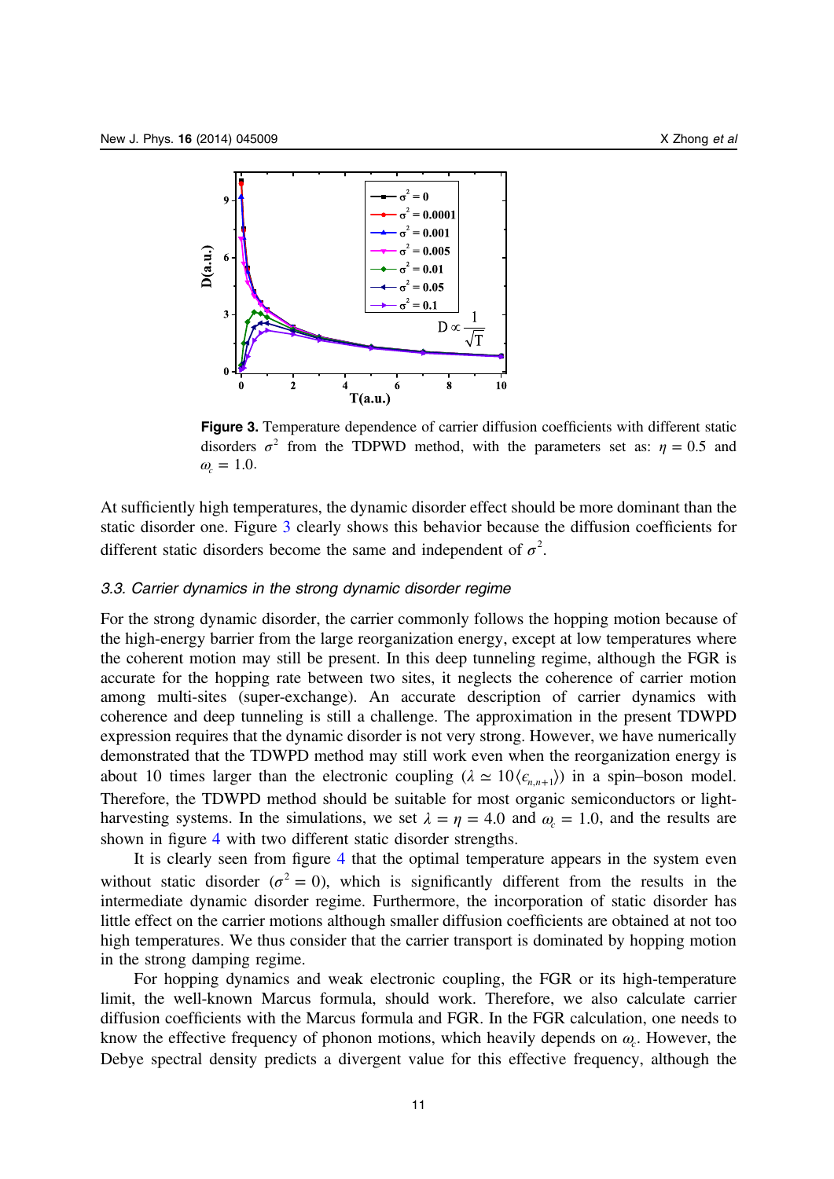**Figure 3.** Temperature dependence of carrier diffusion coefficients with different static disorders $\sigma^2$ from the TDPWD method, with the parameters set as: $\eta = 0.5$ and $\omega_c = 1.0$.

At sufficiently high temperatures, the dynamic disorder effect should be more dominant than the static disorder one. Figure 3 clearly shows this behavior because the diffusion coefficients for different static disorders become the same and independent of $\sigma^2$.

### 3.3. Carrier dynamics in the strong dynamic disorder regime

For the strong dynamic disorder, the carrier commonly follows the hopping motion because of the high-energy barrier from the large reorganization energy, except at low temperatures where the coherent motion may still be present. In this deep tunneling regime, although the FGR is accurate for the hopping rate between two sites, it neglects the coherence of carrier motion among multi-sites (super-exchange). An accurate description of carrier dynamics with coherence and deep tunneling is still a challenge. The approximation in the present TDWPD expression requires that the dynamic disorder is not very strong. However, we have numerically demonstrated that the TDWPD method may still work even when the reorganization energy is about 10 times larger than the electronic coupling ($\lambda \simeq 10\langle\epsilon_{n,n+1}\rangle$) in a spin–boson model. Therefore, the TDWPD method should be suitable for most organic semiconductors or light-harvesting systems. In the simulations, we set $\lambda = \eta = 4.0$ and $\omega_c = 1.0$, and the results are shown in figure 4 with two different static disorder strengths.

It is clearly seen from figure 4 that the optimal temperature appears in the system even without static disorder ($\sigma^2 = 0$), which is significantly different from the results in the intermediate dynamic disorder regime. Furthermore, the incorporation of static disorder has little effect on the carrier motions although smaller diffusion coefficients are obtained at not too high temperatures. We thus consider that the carrier transport is dominated by hopping motion in the strong damping regime.

For hopping dynamics and weak electronic coupling, the FGR or its high-temperature limit, the well-known Marcus formula, should work. Therefore, we also calculate carrier diffusion coefficients with the Marcus formula and FGR. In the FGR calculation, one needs to know the effective frequency of phonon motions, which heavily depends on $\omega_c$. However, the Debye spectral density predicts a divergent value for this effective frequency, although the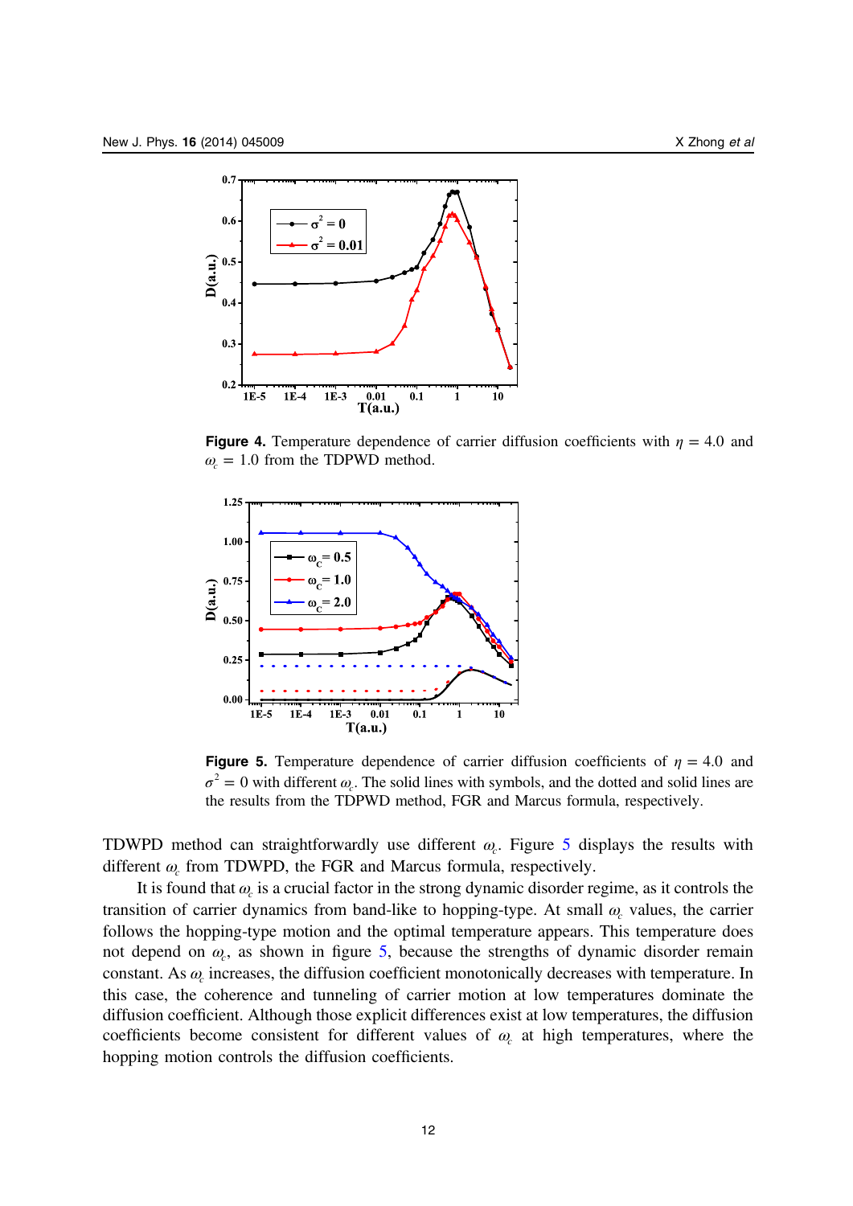**Figure 4.** Temperature dependence of carrier diffusion coefficients with $\eta = 4.0$ and $\omega_c = 1.0$ from the TDPWD method.

**Figure 5.** Temperature dependence of carrier diffusion coefficients of $\eta = 4.0$ and $\sigma^2 = 0$ with different $\omega_c$. The solid lines with symbols, and the dotted and solid lines are the results from the TDPWD method, FGR and Marcus formula, respectively.

TDWPD method can straightforwardly use different $\omega_c$. Figure 5 displays the results with different $\omega_c$ from TDWPD, the FGR and Marcus formula, respectively.

It is found that $\omega_c$ is a crucial factor in the strong dynamic disorder regime, as it controls the transition of carrier dynamics from band-like to hopping-type. At small $\omega_c$ values, the carrier follows the hopping-type motion and the optimal temperature appears. This temperature does not depend on $\omega_c$, as shown in figure 5, because the strengths of dynamic disorder remain constant. As $\omega_c$ increases, the diffusion coefficient monotonically decreases with temperature. In this case, the coherence and tunneling of carrier motion at low temperatures dominate the diffusion coefficient. Although those explicit differences exist at low temperatures, the diffusion coefficients become consistent for different values of $\omega_c$ at high temperatures, where the hopping motion controls the diffusion coefficients.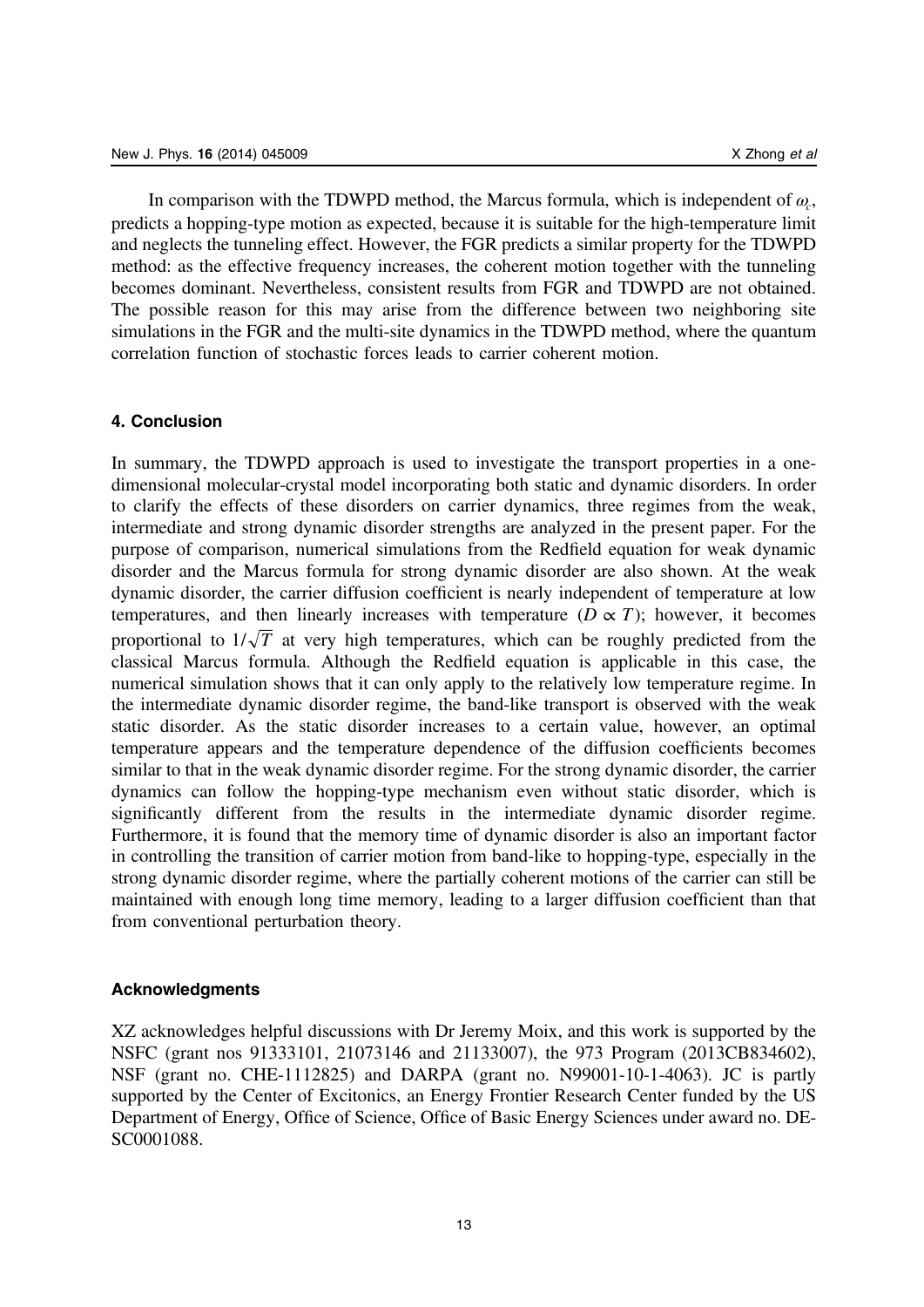In comparison with the TDWPD method, the Marcus formula, which is independent of $\omega_c$, predicts a hopping-type motion as expected, because it is suitable for the high-temperature limit and neglects the tunneling effect. However, the FGR predicts a similar property for the TDWPD method: as the effective frequency increases, the coherent motion together with the tunneling becomes dominant. Nevertheless, consistent results from FGR and TDWPD are not obtained. The possible reason for this may arise from the difference between two neighboring site simulations in the FGR and the multi-site dynamics in the TDWPD method, where the quantum correlation function of stochastic forces leads to carrier coherent motion.

## 4. Conclusion

In summary, the TDWPD approach is used to investigate the transport properties in a one-dimensional molecular-crystal model incorporating both static and dynamic disorders. In order to clarify the effects of these disorders on carrier dynamics, three regimes from the weak, intermediate and strong dynamic disorder strengths are analyzed in the present paper. For the purpose of comparison, numerical simulations from the Redfield equation for weak dynamic disorder and the Marcus formula for strong dynamic disorder are also shown. At the weak dynamic disorder, the carrier diffusion coefficient is nearly independent of temperature at low temperatures, and then linearly increases with temperature ($D \propto T$); however, it becomes proportional to $1/\sqrt{T}$ at very high temperatures, which can be roughly predicted from the classical Marcus formula. Although the Redfield equation is applicable in this case, the numerical simulation shows that it can only apply to the relatively low temperature regime. In the intermediate dynamic disorder regime, the band-like transport is observed with the weak static disorder. As the static disorder increases to a certain value, however, an optimal temperature appears and the temperature dependence of the diffusion coefficients becomes similar to that in the weak dynamic disorder regime. For the strong dynamic disorder, the carrier dynamics can follow the hopping-type mechanism even without static disorder, which is significantly different from the results in the intermediate dynamic disorder regime. Furthermore, it is found that the memory time of dynamic disorder is also an important factor in controlling the transition of carrier motion from band-like to hopping-type, especially in the strong dynamic disorder regime, where the partially coherent motions of the carrier can still be maintained with enough long time memory, leading to a larger diffusion coefficient than that from conventional perturbation theory.

### Acknowledgments

XZ acknowledges helpful discussions with Dr Jeremy Moix, and this work is supported by the NSFC (grant nos 91333101, 21073146 and 21133007), the 973 Program (2013CB834602), NSF (grant no. CHE-1112825) and DARPA (grant no. N99001-10-1-4063). JC is partly supported by the Center of Excitonics, an Energy Frontier Research Center funded by the US Department of Energy, Office of Science, Office of Basic Energy Sciences under award no. DE-SC0001088.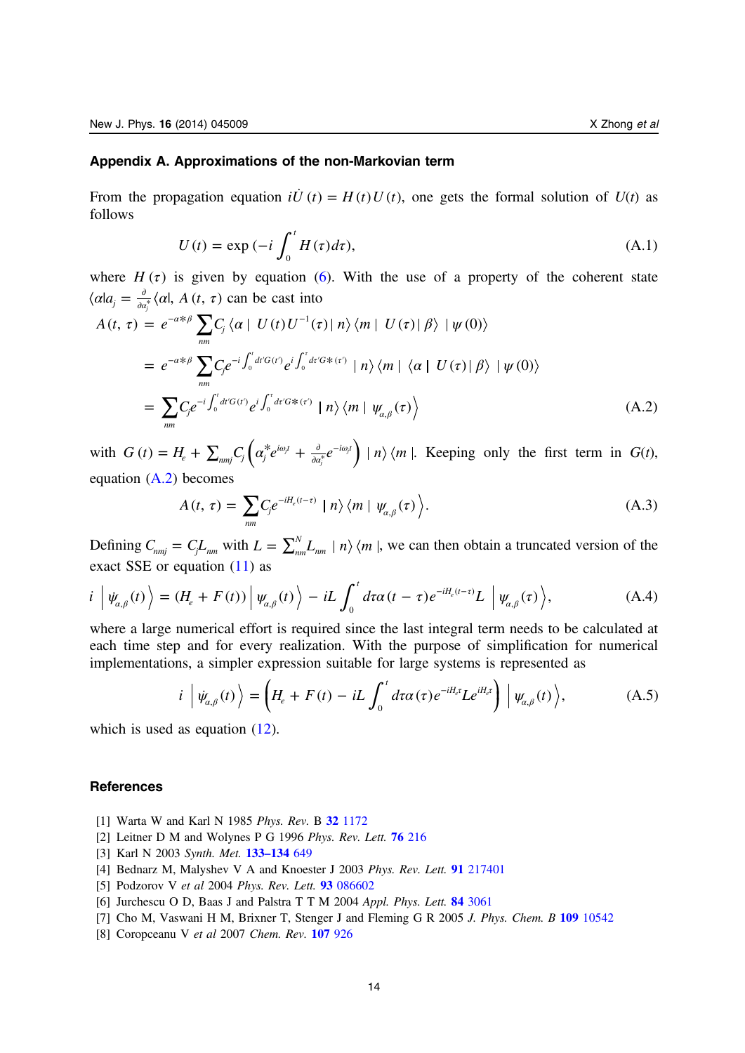## Appendix A. Approximations of the non-Markovian term

From the propagation equation $i\dot{U}(t) = H(t)U(t)$, one gets the formal solution of $U(t)$ as follows

$$U(t) = \exp\left(-i\int_0^t H(\tau)d\tau\right), \tag{A.1}$$

where $H(\tau)$ is given by equation (6). With the use of a property of the coherent state $\langle\alpha|a_j = \frac{\partial}{\partial\alpha_j^*}\langle\alpha|$, $A(t, \tau)$ can be cast into

$$\begin{aligned}
A(t,\tau) &= e^{-\alpha*\beta}\sum_{nm} C_j \langle\alpha|\ U(t)U^{-1}(\tau)|\ n\rangle\langle m|\ U(\tau)|\ \beta\rangle\ |\ \psi(0)\rangle \\
&= e^{-\alpha*\beta}\sum_{nm} C_j e^{-i\int_0^t d\tau' G(\tau')} e^{i\int_0^\tau d\tau' G*(\tau')}\ |\ n\rangle\langle m|\ \langle\alpha\ |\ U(\tau)|\ \beta\rangle\ |\ \psi(0)\rangle \\
&= \sum_{nm} C_j e^{-i\int_0^t d\tau' G(\tau')} e^{i\int_0^\tau d\tau' G*(\tau')}\ |\ n\rangle\langle m\ |\ \psi_{\alpha,\beta}(\tau)\rangle
\end{aligned} \tag{A.2}$$

with $G(t) = H_e + \sum_{nmj} C_j\left(\alpha_j^* e^{i\omega_j t} + \frac{\partial}{\partial\alpha_j^*}e^{-i\omega_j t}\right)|\ n\rangle\langle m\ |$. Keeping only the first term in $G(t)$, equation (A.2) becomes

$$A(t,\tau) = \sum_{nm} C_j e^{-iH_e(t-\tau)}\ |\ n\rangle\langle m\ |\ \psi_{\alpha,\beta}(\tau)\rangle. \tag{A.3}$$

Defining $C_{nmj} = C_j L_{nm}$ with $L = \sum_{nm}^N L_{nm}\ |\ n\rangle\langle m\ |$, we can then obtain a truncated version of the exact SSE or equation (11) as

$$i\ \left|\ \dot{\psi}_{\alpha,\beta}(t)\right\rangle = (H_e + F(t))\left|\ \psi_{\alpha,\beta}(t)\right\rangle - iL\int_0^t d\tau\alpha(t-\tau)e^{-iH_e(t-\tau)}L\ \left|\ \psi_{\alpha,\beta}(\tau)\right\rangle, \tag{A.4}$$

where a large numerical effort is required since the last integral term needs to be calculated at each time step and for every realization. With the purpose of simplification for numerical implementations, a simpler expression suitable for large systems is represented as

$$i\ \left|\ \dot{\psi}_{\alpha,\beta}(t)\right\rangle = \left(H_e + F(t) - iL\int_0^t d\tau\alpha(\tau)e^{-iH_e\tau}Le^{iH_e\tau}\right)\left|\ \psi_{\alpha,\beta}(t)\right\rangle, \tag{A.5}$$

which is used as equation (12).

## References

[1] Warta W and Karl N 1985 *Phys. Rev.* B **32** 1172

[2] Leitner D M and Wolynes P G 1996 *Phys. Rev. Lett.* **76** 216

[3] Karl N 2003 *Synth. Met.* **133–134** 649

[4] Bednarz M, Malyshev V A and Knoester J 2003 *Phys. Rev. Lett.* **91** 217401

[5] Podzorov V *et al* 2004 *Phys. Rev. Lett.* **93** 086602

[6] Jurchescu O D, Baas J and Palstra T T M 2004 *Appl. Phys. Lett.* **84** 3061

[7] Cho M, Vaswani H M, Brixner T, Stenger J and Fleming G R 2005 *J. Phys. Chem.* B **109** 10542

[8] Coropceanu V *et al* 2007 *Chem. Rev.* **107** 926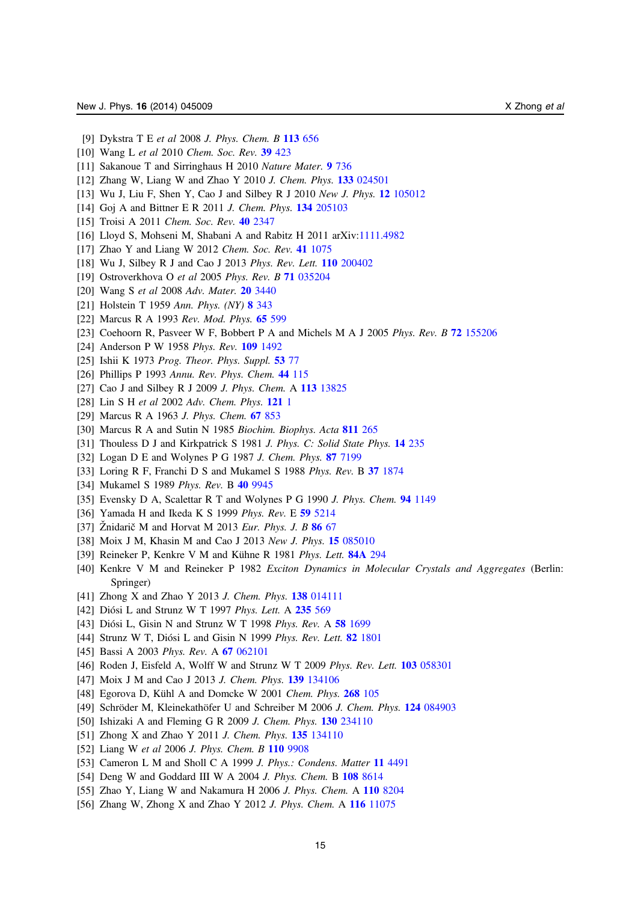[9] Dykstra T E *et al* 2008 *J. Phys. Chem. B* **113** 656
[10] Wang L *et al* 2010 *Chem. Soc. Rev.* **39** 423
[11] Sakanoue T and Sirringhaus H 2010 *Nature Mater.* **9** 736
[12] Zhang W, Liang W and Zhao Y 2010 *J. Chem. Phys.* **133** 024501
[13] Wu J, Liu F, Shen Y, Cao J and Silbey R J 2010 *New J. Phys.* **12** 105012
[14] Goj A and Bittner E R 2011 *J. Chem. Phys.* **134** 205103
[15] Troisi A 2011 *Chem. Soc. Rev.* **40** 2347
[16] Lloyd S, Mohseni M, Shabani A and Rabitz H 2011 arXiv:1111.4982
[17] Zhao Y and Liang W 2012 *Chem. Soc. Rev.* **41** 1075
[18] Wu J, Silbey R J and Cao J 2013 *Phys. Rev. Lett.* **110** 200402
[19] Ostroverkhova O *et al* 2005 *Phys. Rev. B* **71** 035204
[20] Wang S *et al* 2008 *Adv. Mater.* **20** 3440
[21] Holstein T 1959 *Ann. Phys. (NY)* **8** 343
[22] Marcus R A 1993 *Rev. Mod. Phys.* **65** 599
[23] Coehoorn R, Pasveer W F, Bobbert P A and Michels M A J 2005 *Phys. Rev. B* **72** 155206
[24] Anderson P W 1958 *Phys. Rev.* **109** 1492
[25] Ishii K 1973 *Prog. Theor. Phys. Suppl.* **53** 77
[26] Phillips P 1993 *Annu. Rev. Phys. Chem.* **44** 115
[27] Cao J and Silbey R J 2009 *J. Phys. Chem.* A **113** 13825
[28] Lin S H *et al* 2002 *Adv. Chem. Phys.* **121** 1
[29] Marcus R A 1963 *J. Phys. Chem.* **67** 853
[30] Marcus R A and Sutin N 1985 *Biochim. Biophys. Acta* **811** 265
[31] Thouless D J and Kirkpatrick S 1981 *J. Phys. C: Solid State Phys.* **14** 235
[32] Logan D E and Wolynes P G 1987 *J. Chem. Phys.* **87** 7199
[33] Loring R F, Franchi D S and Mukamel S 1988 *Phys. Rev.* B **37** 1874
[34] Mukamel S 1989 *Phys. Rev.* B **40** 9945
[35] Evensky D A, Scalettar R T and Wolynes P G 1990 *J. Phys. Chem.* **94** 1149
[36] Yamada H and Ikeda K S 1999 *Phys. Rev.* E **59** 5214
[37] Žnidarič M and Horvat M 2013 *Eur. Phys. J. B* **86** 67
[38] Moix J M, Khasin M and Cao J 2013 *New J. Phys.* **15** 085010
[39] Reineker P, Kenkre V M and Kühne R 1981 *Phys. Lett.* **84A** 294
[40] Kenkre V M and Reineker P 1982 *Exciton Dynamics in Molecular Crystals and Aggregates* (Berlin: Springer)
[41] Zhong X and Zhao Y 2013 *J. Chem. Phys.* **138** 014111
[42] Diósi L and Strunz W T 1997 *Phys. Lett.* A **235** 569
[43] Diósi L, Gisin N and Strunz W T 1998 *Phys. Rev.* A **58** 1699
[44] Strunz W T, Diósi L and Gisin N 1999 *Phys. Rev. Lett.* **82** 1801
[45] Bassi A 2003 *Phys. Rev.* A **67** 062101
[46] Roden J, Eisfeld A, Wolff W and Strunz W T 2009 *Phys. Rev. Lett.* **103** 058301
[47] Moix J M and Cao J 2013 *J. Chem. Phys.* **139** 134106
[48] Egorova D, Kühl A and Domcke W 2001 *Chem. Phys.* **268** 105
[49] Schröder M, Kleinekathöfer U and Schreiber M 2006 *J. Chem. Phys.* **124** 084903
[50] Ishizaki A and Fleming G R 2009 *J. Chem. Phys.* **130** 234110
[51] Zhong X and Zhao Y 2011 *J. Chem. Phys.* **135** 134110
[52] Liang W *et al* 2006 *J. Phys. Chem. B* **110** 9908
[53] Cameron L M and Sholl C A 1999 *J. Phys.: Condens. Matter* **11** 4491
[54] Deng W and Goddard III W A 2004 *J. Phys. Chem.* B **108** 8614
[55] Zhao Y, Liang W and Nakamura H 2006 *J. Phys. Chem.* A **110** 8204
[56] Zhang W, Zhong X and Zhao Y 2012 *J. Phys. Chem.* A **116** 11075